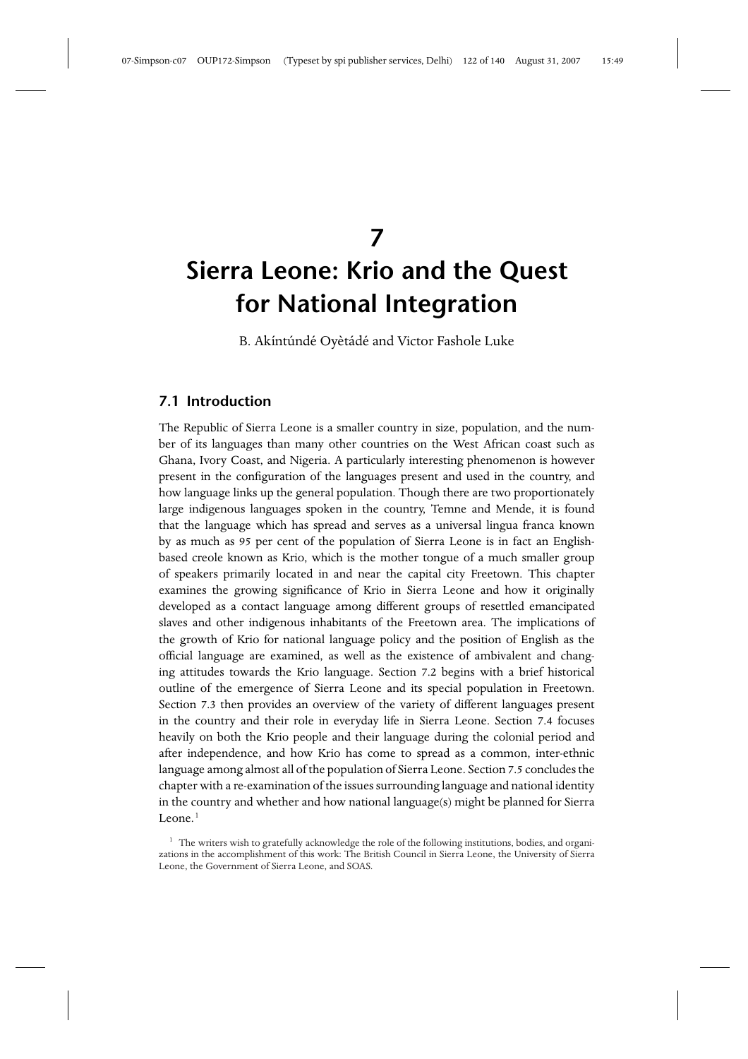# 7

# Sierra Leone: Krio and the Quest for National Integration

B. Akíntúndé Oyètádé and Victor Fashole Luke

## 7.1 Introduction

The Republic of Sierra Leone is a smaller country in size, population, and the number of its languages than many other countries on the West African coast such as Ghana, Ivory Coast, and Nigeria. A particularly interesting phenomenon is however present in the configuration of the languages present and used in the country, and how language links up the general population. Though there are two proportionately large indigenous languages spoken in the country, Temne and Mende, it is found that the language which has spread and serves as a universal lingua franca known by as much as 95 per cent of the population of Sierra Leone is in fact an English-based creole known as Krio, which is the mother tongue of a much smaller group of speakers primarily located in and near the capital city Freetown. This chapter examines the growing significance of Krio in Sierra Leone and how it originally developed as a contact language among different groups of resettled emancipated slaves and other indigenous inhabitants of the Freetown area. The implications of the growth of Krio for national language policy and the position of English as the official language are examined, as well as the existence of ambivalent and changing attitudes towards the Krio language. Section 7.2 begins with a brief historical outline of the emergence of Sierra Leone and its special population in Freetown. Section 7.3 then provides an overview of the variety of different languages present in the country and their role in everyday life in Sierra Leone. Section 7.4 focuses heavily on both the Krio people and their language during the colonial period and after independence, and how Krio has come to spread as a common, inter-ethnic language among almost all of the population of Sierra Leone. Section 7.5 concludes the chapter with a re-examination of the issues surrounding language and national identity in the country and whether and how national language(s) might be planned for Sierra Leone.[1]

[1] The writers wish to gratefully acknowledge the role of the following institutions, bodies, and organizations in the accomplishment of this work: The British Council in Sierra Leone, the University of Sierra Leone, the Government of Sierra Leone, and SOAS.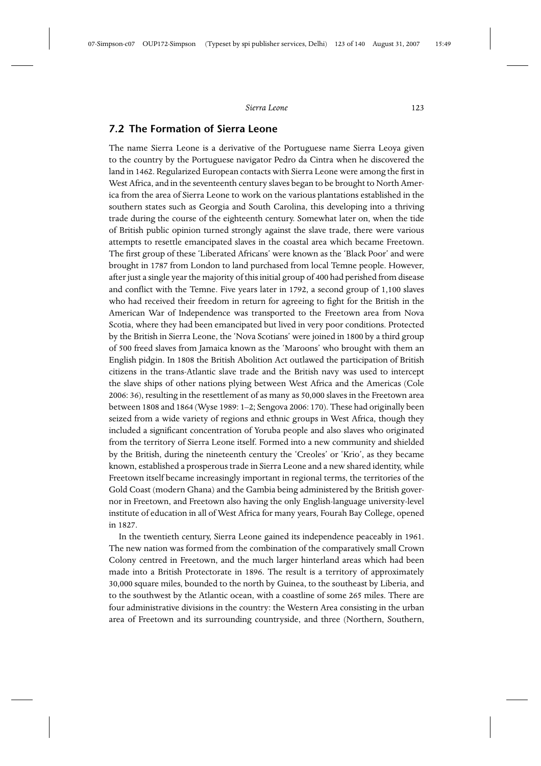## 7.2 The Formation of Sierra Leone

The name Sierra Leone is a derivative of the Portuguese name Sierra Leoya given to the country by the Portuguese navigator Pedro da Cintra when he discovered the land in 1462. Regularized European contacts with Sierra Leone were among the first in West Africa, and in the seventeenth century slaves began to be brought to North America from the area of Sierra Leone to work on the various plantations established in the southern states such as Georgia and South Carolina, this developing into a thriving trade during the course of the eighteenth century. Somewhat later on, when the tide of British public opinion turned strongly against the slave trade, there were various attempts to resettle emancipated slaves in the coastal area which became Freetown. The first group of these 'Liberated Africans' were known as the 'Black Poor' and were brought in 1787 from London to land purchased from local Temne people. However, after just a single year the majority of this initial group of 400 had perished from disease and conflict with the Temne. Five years later in 1792, a second group of 1,100 slaves who had received their freedom in return for agreeing to fight for the British in the American War of Independence was transported to the Freetown area from Nova Scotia, where they had been emancipated but lived in very poor conditions. Protected by the British in Sierra Leone, the 'Nova Scotians' were joined in 1800 by a third group of 500 freed slaves from Jamaica known as the 'Maroons' who brought with them an English pidgin. In 1808 the British Abolition Act outlawed the participation of British citizens in the trans-Atlantic slave trade and the British navy was used to intercept the slave ships of other nations plying between West Africa and the Americas (Cole 2006: 36), resulting in the resettlement of as many as 50,000 slaves in the Freetown area between 1808 and 1864 (Wyse 1989: 1–2; Sengova 2006: 170). These had originally been seized from a wide variety of regions and ethnic groups in West Africa, though they included a significant concentration of Yoruba people and also slaves who originated from the territory of Sierra Leone itself. Formed into a new community and shielded by the British, during the nineteenth century the 'Creoles' or 'Krio', as they became known, established a prosperous trade in Sierra Leone and a new shared identity, while Freetown itself became increasingly important in regional terms, the territories of the Gold Coast (modern Ghana) and the Gambia being administered by the British governor in Freetown, and Freetown also having the only English-language university-level institute of education in all of West Africa for many years, Fourah Bay College, opened in 1827.

In the twentieth century, Sierra Leone gained its independence peaceably in 1961. The new nation was formed from the combination of the comparatively small Crown Colony centred in Freetown, and the much larger hinterland areas which had been made into a British Protectorate in 1896. The result is a territory of approximately 30,000 square miles, bounded to the north by Guinea, to the southeast by Liberia, and to the southwest by the Atlantic ocean, with a coastline of some 265 miles. There are four administrative divisions in the country: the Western Area consisting in the urban area of Freetown and its surrounding countryside, and three (Northern, Southern,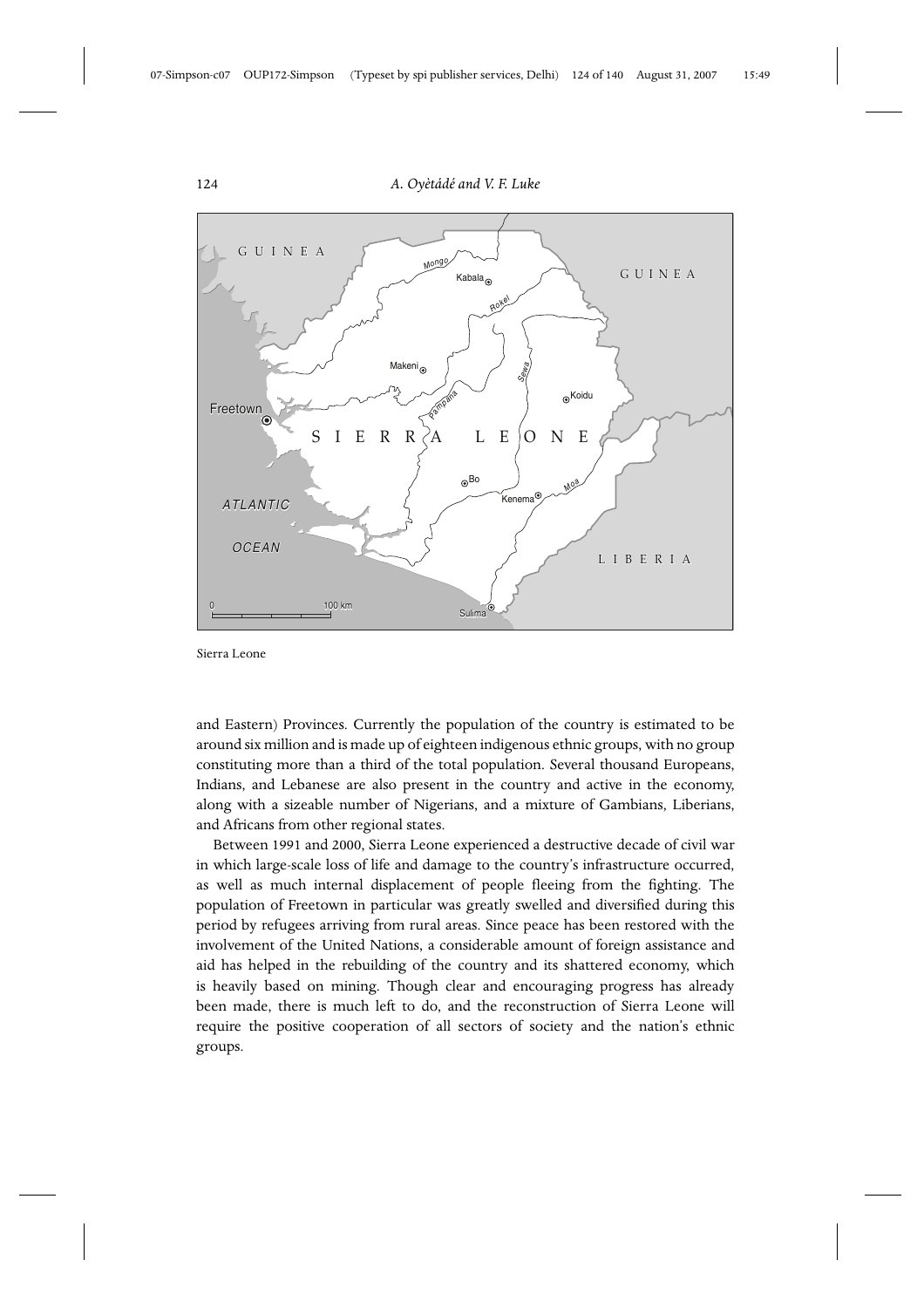Sierra Leone

and Eastern) Provinces. Currently the population of the country is estimated to be around six million and is made up of eighteen indigenous ethnic groups, with no group constituting more than a third of the total population. Several thousand Europeans, Indians, and Lebanese are also present in the country and active in the economy, along with a sizeable number of Nigerians, and a mixture of Gambians, Liberians, and Africans from other regional states.

Between 1991 and 2000, Sierra Leone experienced a destructive decade of civil war in which large-scale loss of life and damage to the country's infrastructure occurred, as well as much internal displacement of people fleeing from the fighting. The population of Freetown in particular was greatly swelled and diversified during this period by refugees arriving from rural areas. Since peace has been restored with the involvement of the United Nations, a considerable amount of foreign assistance and aid has helped in the rebuilding of the country and its shattered economy, which is heavily based on mining. Though clear and encouraging progress has already been made, there is much left to do, and the reconstruction of Sierra Leone will require the positive cooperation of all sectors of society and the nation's ethnic groups.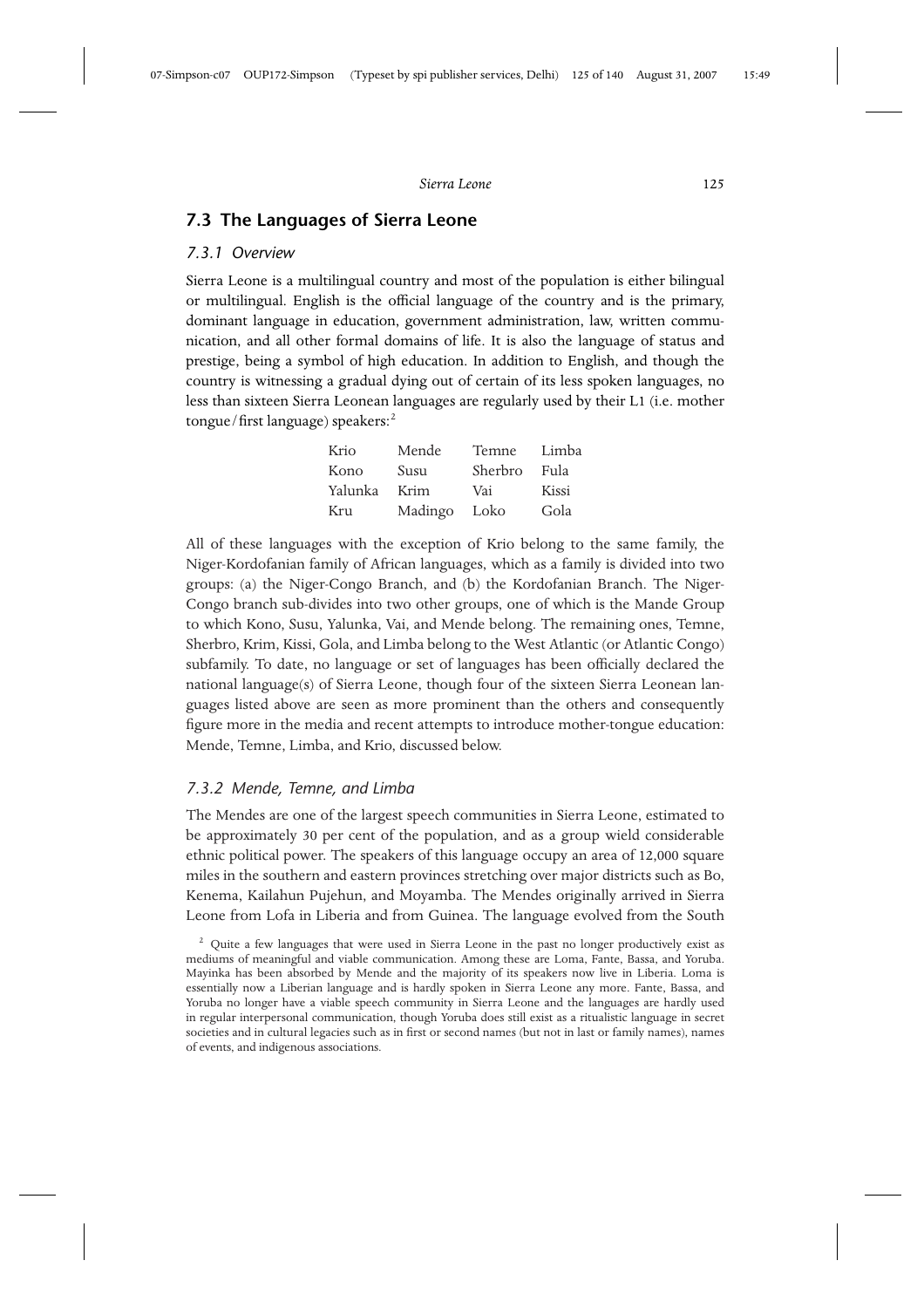## 7.3 The Languages of Sierra Leone

### 7.3.1 Overview

Sierra Leone is a multilingual country and most of the population is either bilingual or multilingual. English is the official language of the country and is the primary, dominant language in education, government administration, law, written communication, and all other formal domains of life. It is also the language of status and prestige, being a symbol of high education. In addition to English, and though the country is witnessing a gradual dying out of certain of its less spoken languages, no less than sixteen Sierra Leonean languages are regularly used by their L1 (i.e. mother tongue/first language) speakers:[2]

| | | | |
|---|---|---|---|
| Krio | Mende | Temne | Limba |
| Kono | Susu | Sherbro | Fula |
| Yalunka | Krim | Vai | Kissi |
| Kru | Madingo | Loko | Gola |

All of these languages with the exception of Krio belong to the same family, the Niger-Kordofanian family of African languages, which as a family is divided into two groups: (a) the Niger-Congo Branch, and (b) the Kordofanian Branch. The Niger-Congo branch sub-divides into two other groups, one of which is the Mande Group to which Kono, Susu, Yalunka, Vai, and Mende belong. The remaining ones, Temne, Sherbro, Krim, Kissi, Gola, and Limba belong to the West Atlantic (or Atlantic Congo) subfamily. To date, no language or set of languages has been officially declared the national language(s) of Sierra Leone, though four of the sixteen Sierra Leonean languages listed above are seen as more prominent than the others and consequently figure more in the media and recent attempts to introduce mother-tongue education: Mende, Temne, Limba, and Krio, discussed below.

### 7.3.2 Mende, Temne, and Limba

The Mendes are one of the largest speech communities in Sierra Leone, estimated to be approximately 30 per cent of the population, and as a group wield considerable ethnic political power. The speakers of this language occupy an area of 12,000 square miles in the southern and eastern provinces stretching over major districts such as Bo, Kenema, Kailahun Pujehun, and Moyamba. The Mendes originally arrived in Sierra Leone from Lofa in Liberia and from Guinea. The language evolved from the South

[2] Quite a few languages that were used in Sierra Leone in the past no longer productively exist as mediums of meaningful and viable communication. Among these are Loma, Fante, Bassa, and Yoruba. Mayinka has been absorbed by Mende and the majority of its speakers now live in Liberia. Loma is essentially now a Liberian language and is hardly spoken in Sierra Leone any more. Fante, Bassa, and Yoruba no longer have a viable speech community in Sierra Leone and the languages are hardly used in regular interpersonal communication, though Yoruba does still exist as a ritualistic language in secret societies and in cultural legacies such as in first or second names (but not in last or family names), names of events, and indigenous associations.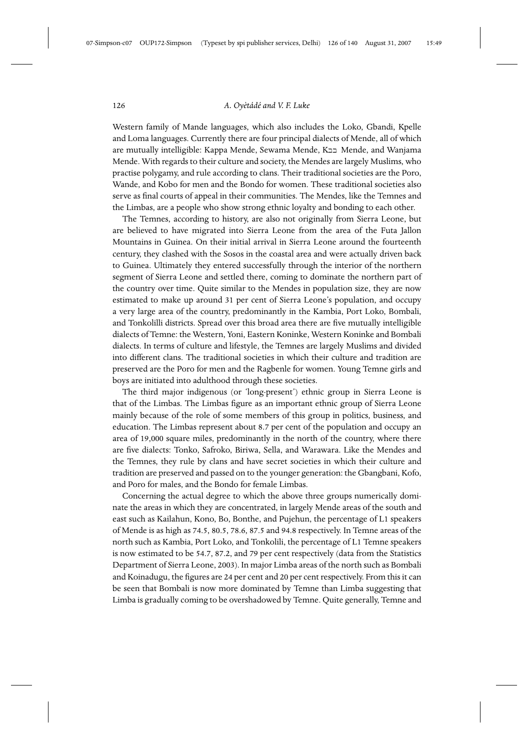Western family of Mande languages, which also includes the Loko, Gbandi, Kpelle and Loma languages. Currently there are four principal dialects of Mende, all of which are mutually intelligible: Kappa Mende, Sewama Mende, Kɔɔ Mende, and Wanjama Mende. With regards to their culture and society, the Mendes are largely Muslims, who practise polygamy, and rule according to clans. Their traditional societies are the Poro, Wande, and Kobo for men and the Bondo for women. These traditional societies also serve as final courts of appeal in their communities. The Mendes, like the Temnes and the Limbas, are a people who show strong ethnic loyalty and bonding to each other.

The Temnes, according to history, are also not originally from Sierra Leone, but are believed to have migrated into Sierra Leone from the area of the Futa Jallon Mountains in Guinea. On their initial arrival in Sierra Leone around the fourteenth century, they clashed with the Sosos in the coastal area and were actually driven back to Guinea. Ultimately they entered successfully through the interior of the northern segment of Sierra Leone and settled there, coming to dominate the northern part of the country over time. Quite similar to the Mendes in population size, they are now estimated to make up around 31 per cent of Sierra Leone's population, and occupy a very large area of the country, predominantly in the Kambia, Port Loko, Bombali, and Tonkolilli districts. Spread over this broad area there are five mutually intelligible dialects of Temne: the Western, Yoni, Eastern Koninke, Western Koninke and Bombali dialects. In terms of culture and lifestyle, the Temnes are largely Muslims and divided into different clans. The traditional societies in which their culture and tradition are preserved are the Poro for men and the Ragbenle for women. Young Temne girls and boys are initiated into adulthood through these societies.

The third major indigenous (or 'long-present') ethnic group in Sierra Leone is that of the Limbas. The Limbas figure as an important ethnic group of Sierra Leone mainly because of the role of some members of this group in politics, business, and education. The Limbas represent about 8.7 per cent of the population and occupy an area of 19,000 square miles, predominantly in the north of the country, where there are five dialects: Tonko, Safroko, Biriwa, Sella, and Warawara. Like the Mendes and the Temnes, they rule by clans and have secret societies in which their culture and tradition are preserved and passed on to the younger generation: the Gbangbani, Kofo, and Poro for males, and the Bondo for female Limbas.

Concerning the actual degree to which the above three groups numerically dominate the areas in which they are concentrated, in largely Mende areas of the south and east such as Kailahun, Kono, Bo, Bonthe, and Pujehun, the percentage of L1 speakers of Mende is as high as 74.5, 80.5, 78.6, 87.5 and 94.8 respectively. In Temne areas of the north such as Kambia, Port Loko, and Tonkolili, the percentage of L1 Temne speakers is now estimated to be 54.7, 87.2, and 79 per cent respectively (data from the Statistics Department of Sierra Leone, 2003). In major Limba areas of the north such as Bombali and Koinadugu, the figures are 24 per cent and 20 per cent respectively. From this it can be seen that Bombali is now more dominated by Temne than Limba suggesting that Limba is gradually coming to be overshadowed by Temne. Quite generally, Temne and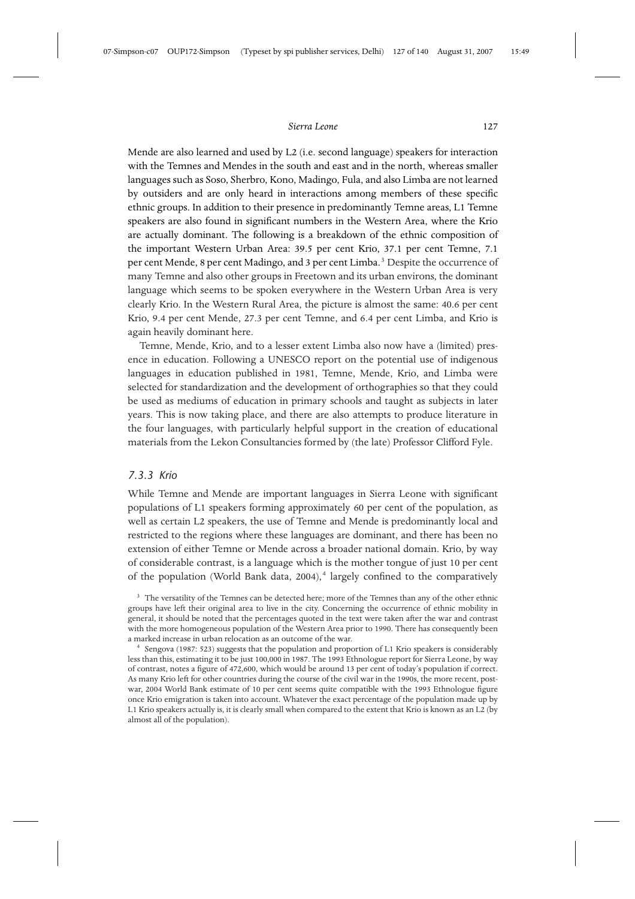Mende are also learned and used by L2 (i.e. second language) speakers for interaction with the Temnes and Mendes in the south and east and in the north, whereas smaller languages such as Soso, Sherbro, Kono, Madingo, Fula, and also Limba are not learned by outsiders and are only heard in interactions among members of these specific ethnic groups. In addition to their presence in predominantly Temne areas, L1 Temne speakers are also found in significant numbers in the Western Area, where the Krio are actually dominant. The following is a breakdown of the ethnic composition of the important Western Urban Area: 39.5 per cent Krio, 37.1 per cent Temne, 7.1 per cent Mende, 8 per cent Madingo, and 3 per cent Limba.[3] Despite the occurrence of many Temne and also other groups in Freetown and its urban environs, the dominant language which seems to be spoken everywhere in the Western Urban Area is very clearly Krio. In the Western Rural Area, the picture is almost the same: 40.6 per cent Krio, 9.4 per cent Mende, 27.3 per cent Temne, and 6.4 per cent Limba, and Krio is again heavily dominant here.

Temne, Mende, Krio, and to a lesser extent Limba also now have a (limited) presence in education. Following a UNESCO report on the potential use of indigenous languages in education published in 1981, Temne, Mende, Krio, and Limba were selected for standardization and the development of orthographies so that they could be used as mediums of education in primary schools and taught as subjects in later years. This is now taking place, and there are also attempts to produce literature in the four languages, with particularly helpful support in the creation of educational materials from the Lekon Consultancies formed by (the late) Professor Clifford Fyle.

### *7.3.3 Krio*

While Temne and Mende are important languages in Sierra Leone with significant populations of L1 speakers forming approximately 60 per cent of the population, as well as certain L2 speakers, the use of Temne and Mende is predominantly local and restricted to the regions where these languages are dominant, and there has been no extension of either Temne or Mende across a broader national domain. Krio, by way of considerable contrast, is a language which is the mother tongue of just 10 per cent of the population (World Bank data, 2004),[4] largely confined to the comparatively

[3] The versatility of the Temnes can be detected here; more of the Temnes than any of the other ethnic groups have left their original area to live in the city. Concerning the occurrence of ethnic mobility in general, it should be noted that the percentages quoted in the text were taken after the war and contrast with the more homogeneous population of the Western Area prior to 1990. There has consequently been a marked increase in urban relocation as an outcome of the war.

[4] Sengova (1987: 523) suggests that the population and proportion of L1 Krio speakers is considerably less than this, estimating it to be just 100,000 in 1987. The 1993 Ethnologue report for Sierra Leone, by way of contrast, notes a figure of 472,600, which would be around 13 per cent of today's population if correct. As many Krio left for other countries during the course of the civil war in the 1990s, the more recent, post-war, 2004 World Bank estimate of 10 per cent seems quite compatible with the 1993 Ethnologue figure once Krio emigration is taken into account. Whatever the exact percentage of the population made up by L1 Krio speakers actually is, it is clearly small when compared to the extent that Krio is known as an L2 (by almost all of the population).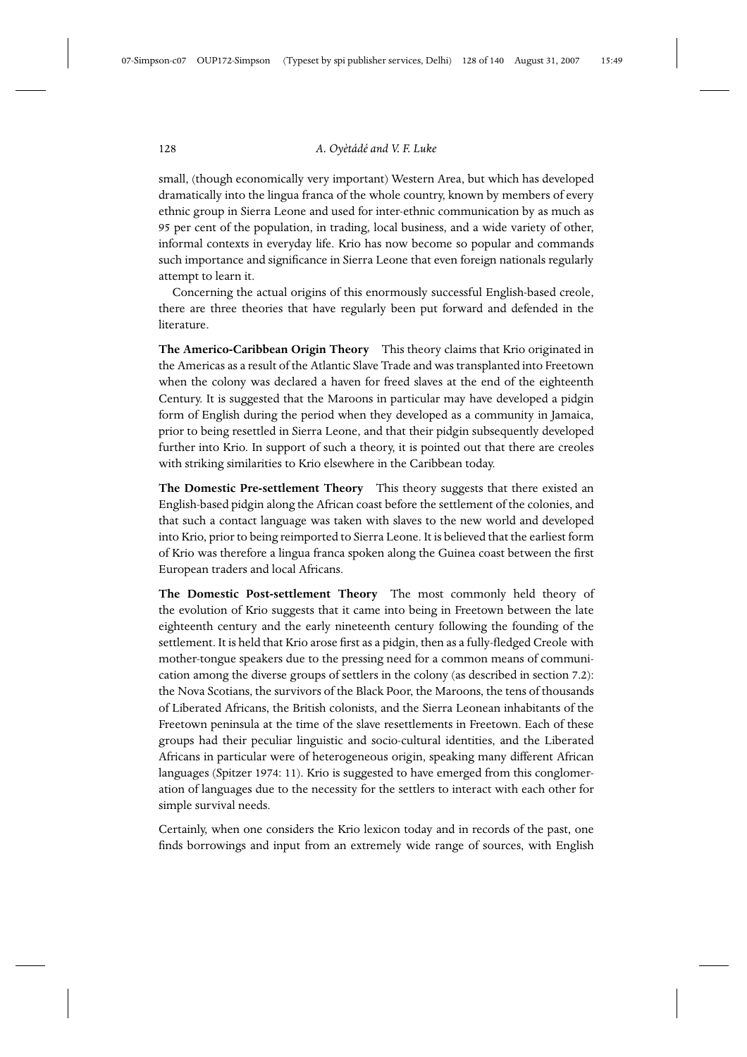small, (though economically very important) Western Area, but which has developed dramatically into the lingua franca of the whole country, known by members of every ethnic group in Sierra Leone and used for inter-ethnic communication by as much as 95 per cent of the population, in trading, local business, and a wide variety of other, informal contexts in everyday life. Krio has now become so popular and commands such importance and significance in Sierra Leone that even foreign nationals regularly attempt to learn it.

Concerning the actual origins of this enormously successful English-based creole, there are three theories that have regularly been put forward and defended in the literature.

**The Americo-Caribbean Origin Theory** This theory claims that Krio originated in the Americas as a result of the Atlantic Slave Trade and was transplanted into Freetown when the colony was declared a haven for freed slaves at the end of the eighteenth Century. It is suggested that the Maroons in particular may have developed a pidgin form of English during the period when they developed as a community in Jamaica, prior to being resettled in Sierra Leone, and that their pidgin subsequently developed further into Krio. In support of such a theory, it is pointed out that there are creoles with striking similarities to Krio elsewhere in the Caribbean today.

**The Domestic Pre-settlement Theory** This theory suggests that there existed an English-based pidgin along the African coast before the settlement of the colonies, and that such a contact language was taken with slaves to the new world and developed into Krio, prior to being reimported to Sierra Leone. It is believed that the earliest form of Krio was therefore a lingua franca spoken along the Guinea coast between the first European traders and local Africans.

**The Domestic Post-settlement Theory** The most commonly held theory of the evolution of Krio suggests that it came into being in Freetown between the late eighteenth century and the early nineteenth century following the founding of the settlement. It is held that Krio arose first as a pidgin, then as a fully-fledged Creole with mother-tongue speakers due to the pressing need for a common means of communication among the diverse groups of settlers in the colony (as described in section 7.2): the Nova Scotians, the survivors of the Black Poor, the Maroons, the tens of thousands of Liberated Africans, the British colonists, and the Sierra Leonean inhabitants of the Freetown peninsula at the time of the slave resettlements in Freetown. Each of these groups had their peculiar linguistic and socio-cultural identities, and the Liberated Africans in particular were of heterogeneous origin, speaking many different African languages (Spitzer 1974: 11). Krio is suggested to have emerged from this conglomeration of languages due to the necessity for the settlers to interact with each other for simple survival needs.

Certainly, when one considers the Krio lexicon today and in records of the past, one finds borrowings and input from an extremely wide range of sources, with English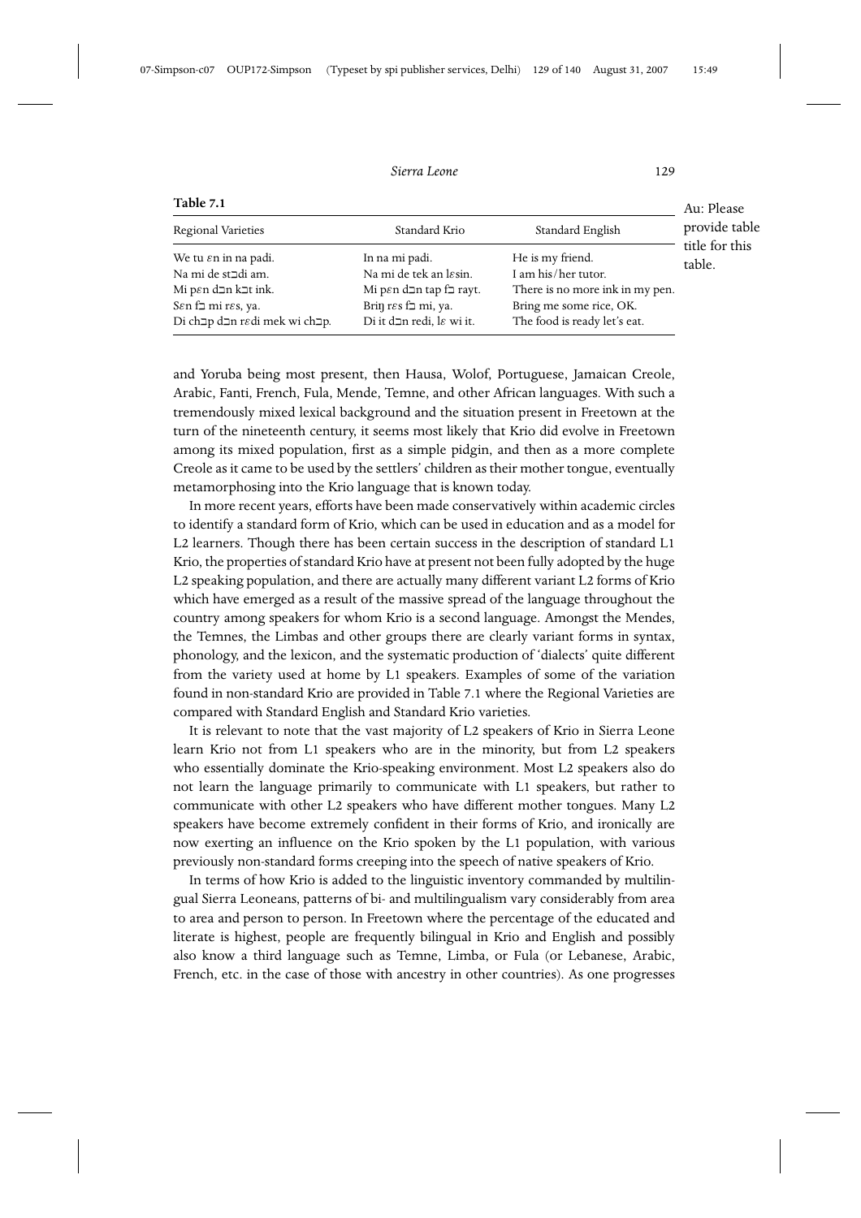**Table 7.1**

| Regional Varieties | Standard Krio | Standard English |
|---|---|---|
| We tu ɛn in na padi. | In na mi padi. | He is my friend. |
| Na mi de st⊐di am. | Na mi de tek an lɛsin. | I am his/her tutor. |
| Mi pɛn d⊐n k⊐t ink. | Mi pɛn d⊐n tap f⊐ rayt. | There is no more ink in my pen. |
| Sɛn f⊐ mi rɛs, ya. | Briŋ rɛs f⊐ mi, ya. | Bring me some rice, OK. |
| Di ch⊐p d⊐n rɛdi mek wi ch⊐p. | Di it d⊐n redi, lɛ wi it. | The food is ready let's eat. |

Au: Please provide table title for this table.

and Yoruba being most present, then Hausa, Wolof, Portuguese, Jamaican Creole, Arabic, Fanti, French, Fula, Mende, Temne, and other African languages. With such a tremendously mixed lexical background and the situation present in Freetown at the turn of the nineteenth century, it seems most likely that Krio did evolve in Freetown among its mixed population, first as a simple pidgin, and then as a more complete Creole as it came to be used by the settlers' children as their mother tongue, eventually metamorphosing into the Krio language that is known today.

In more recent years, efforts have been made conservatively within academic circles to identify a standard form of Krio, which can be used in education and as a model for L2 learners. Though there has been certain success in the description of standard L1 Krio, the properties of standard Krio have at present not been fully adopted by the huge L2 speaking population, and there are actually many different variant L2 forms of Krio which have emerged as a result of the massive spread of the language throughout the country among speakers for whom Krio is a second language. Amongst the Mendes, the Temnes, the Limbas and other groups there are clearly variant forms in syntax, phonology, and the lexicon, and the systematic production of 'dialects' quite different from the variety used at home by L1 speakers. Examples of some of the variation found in non-standard Krio are provided in Table 7.1 where the Regional Varieties are compared with Standard English and Standard Krio varieties.

It is relevant to note that the vast majority of L2 speakers of Krio in Sierra Leone learn Krio not from L1 speakers who are in the minority, but from L2 speakers who essentially dominate the Krio-speaking environment. Most L2 speakers also do not learn the language primarily to communicate with L1 speakers, but rather to communicate with other L2 speakers who have different mother tongues. Many L2 speakers have become extremely confident in their forms of Krio, and ironically are now exerting an influence on the Krio spoken by the L1 population, with various previously non-standard forms creeping into the speech of native speakers of Krio.

In terms of how Krio is added to the linguistic inventory commanded by multilingual Sierra Leoneans, patterns of bi- and multilingualism vary considerably from area to area and person to person. In Freetown where the percentage of the educated and literate is highest, people are frequently bilingual in Krio and English and possibly also know a third language such as Temne, Limba, or Fula (or Lebanese, Arabic, French, etc. in the case of those with ancestry in other countries). As one progresses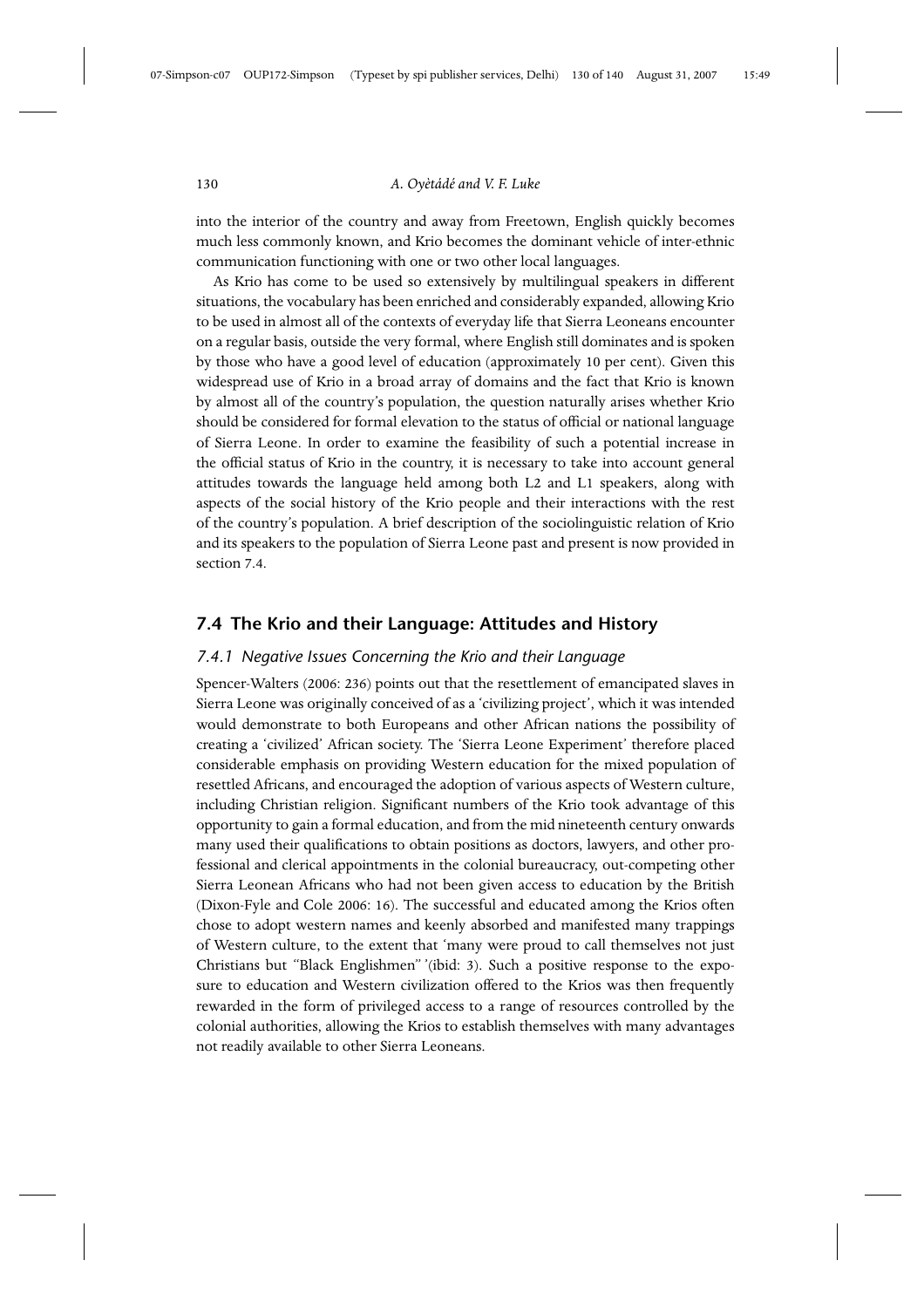into the interior of the country and away from Freetown, English quickly becomes much less commonly known, and Krio becomes the dominant vehicle of inter-ethnic communication functioning with one or two other local languages.

As Krio has come to be used so extensively by multilingual speakers in different situations, the vocabulary has been enriched and considerably expanded, allowing Krio to be used in almost all of the contexts of everyday life that Sierra Leoneans encounter on a regular basis, outside the very formal, where English still dominates and is spoken by those who have a good level of education (approximately 10 per cent). Given this widespread use of Krio in a broad array of domains and the fact that Krio is known by almost all of the country's population, the question naturally arises whether Krio should be considered for formal elevation to the status of official or national language of Sierra Leone. In order to examine the feasibility of such a potential increase in the official status of Krio in the country, it is necessary to take into account general attitudes towards the language held among both L2 and L1 speakers, along with aspects of the social history of the Krio people and their interactions with the rest of the country's population. A brief description of the sociolinguistic relation of Krio and its speakers to the population of Sierra Leone past and present is now provided in section 7.4.

## 7.4 The Krio and their Language: Attitudes and History

### *7.4.1 Negative Issues Concerning the Krio and their Language*

Spencer-Walters (2006: 236) points out that the resettlement of emancipated slaves in Sierra Leone was originally conceived of as a 'civilizing project', which it was intended would demonstrate to both Europeans and other African nations the possibility of creating a 'civilized' African society. The 'Sierra Leone Experiment' therefore placed considerable emphasis on providing Western education for the mixed population of resettled Africans, and encouraged the adoption of various aspects of Western culture, including Christian religion. Significant numbers of the Krio took advantage of this opportunity to gain a formal education, and from the mid nineteenth century onwards many used their qualifications to obtain positions as doctors, lawyers, and other professional and clerical appointments in the colonial bureaucracy, out-competing other Sierra Leonean Africans who had not been given access to education by the British (Dixon-Fyle and Cole 2006: 16). The successful and educated among the Krios often chose to adopt western names and keenly absorbed and manifested many trappings of Western culture, to the extent that 'many were proud to call themselves not just Christians but "Black Englishmen" '(ibid: 3). Such a positive response to the exposure to education and Western civilization offered to the Krios was then frequently rewarded in the form of privileged access to a range of resources controlled by the colonial authorities, allowing the Krios to establish themselves with many advantages not readily available to other Sierra Leoneans.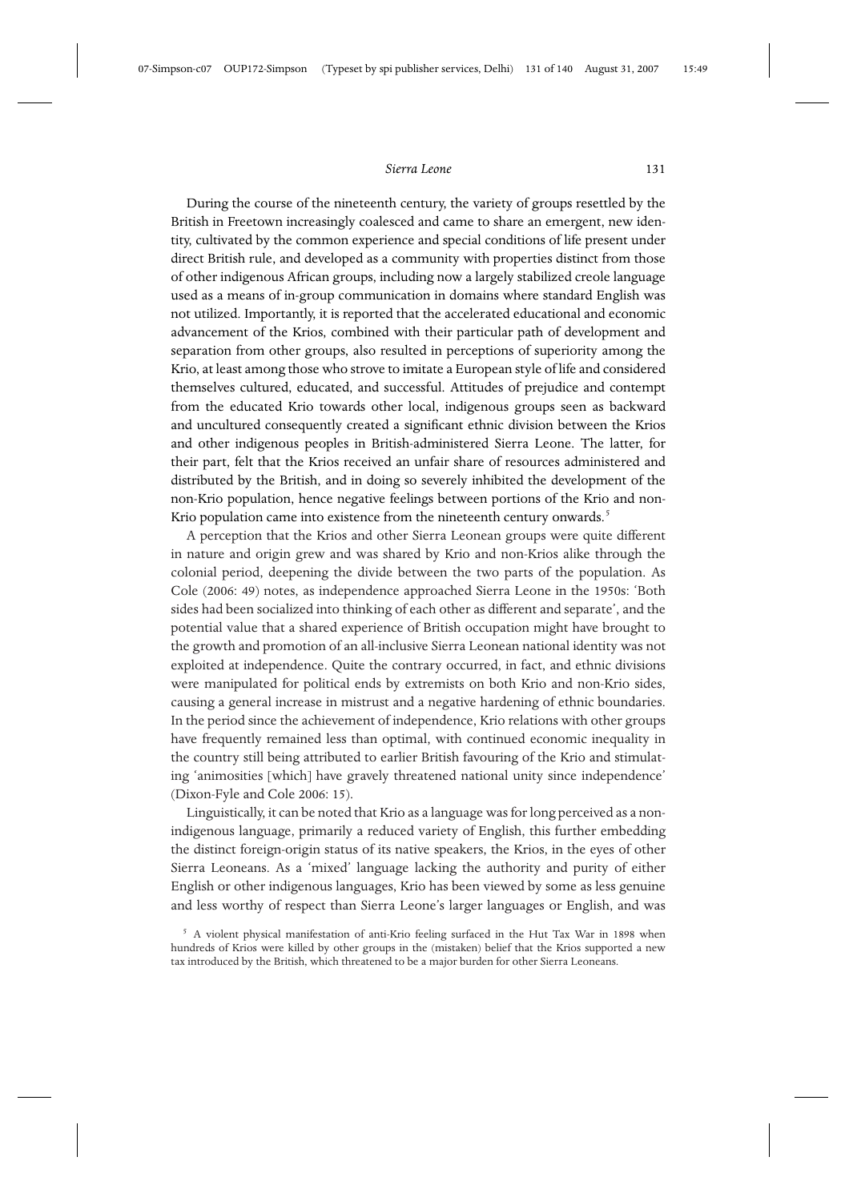During the course of the nineteenth century, the variety of groups resettled by the British in Freetown increasingly coalesced and came to share an emergent, new identity, cultivated by the common experience and special conditions of life present under direct British rule, and developed as a community with properties distinct from those of other indigenous African groups, including now a largely stabilized creole language used as a means of in-group communication in domains where standard English was not utilized. Importantly, it is reported that the accelerated educational and economic advancement of the Krios, combined with their particular path of development and separation from other groups, also resulted in perceptions of superiority among the Krio, at least among those who strove to imitate a European style of life and considered themselves cultured, educated, and successful. Attitudes of prejudice and contempt from the educated Krio towards other local, indigenous groups seen as backward and uncultured consequently created a significant ethnic division between the Krios and other indigenous peoples in British-administered Sierra Leone. The latter, for their part, felt that the Krios received an unfair share of resources administered and distributed by the British, and in doing so severely inhibited the development of the non-Krio population, hence negative feelings between portions of the Krio and non-Krio population came into existence from the nineteenth century onwards.[5]

A perception that the Krios and other Sierra Leonean groups were quite different in nature and origin grew and was shared by Krio and non-Krios alike through the colonial period, deepening the divide between the two parts of the population. As Cole (2006: 49) notes, as independence approached Sierra Leone in the 1950s: 'Both sides had been socialized into thinking of each other as different and separate', and the potential value that a shared experience of British occupation might have brought to the growth and promotion of an all-inclusive Sierra Leonean national identity was not exploited at independence. Quite the contrary occurred, in fact, and ethnic divisions were manipulated for political ends by extremists on both Krio and non-Krio sides, causing a general increase in mistrust and a negative hardening of ethnic boundaries. In the period since the achievement of independence, Krio relations with other groups have frequently remained less than optimal, with continued economic inequality in the country still being attributed to earlier British favouring of the Krio and stimulating 'animosities [which] have gravely threatened national unity since independence' (Dixon-Fyle and Cole 2006: 15).

Linguistically, it can be noted that Krio as a language was for long perceived as a non-indigenous language, primarily a reduced variety of English, this further embedding the distinct foreign-origin status of its native speakers, the Krios, in the eyes of other Sierra Leoneans. As a 'mixed' language lacking the authority and purity of either English or other indigenous languages, Krio has been viewed by some as less genuine and less worthy of respect than Sierra Leone's larger languages or English, and was

[5] A violent physical manifestation of anti-Krio feeling surfaced in the Hut Tax War in 1898 when hundreds of Krios were killed by other groups in the (mistaken) belief that the Krios supported a new tax introduced by the British, which threatened to be a major burden for other Sierra Leoneans.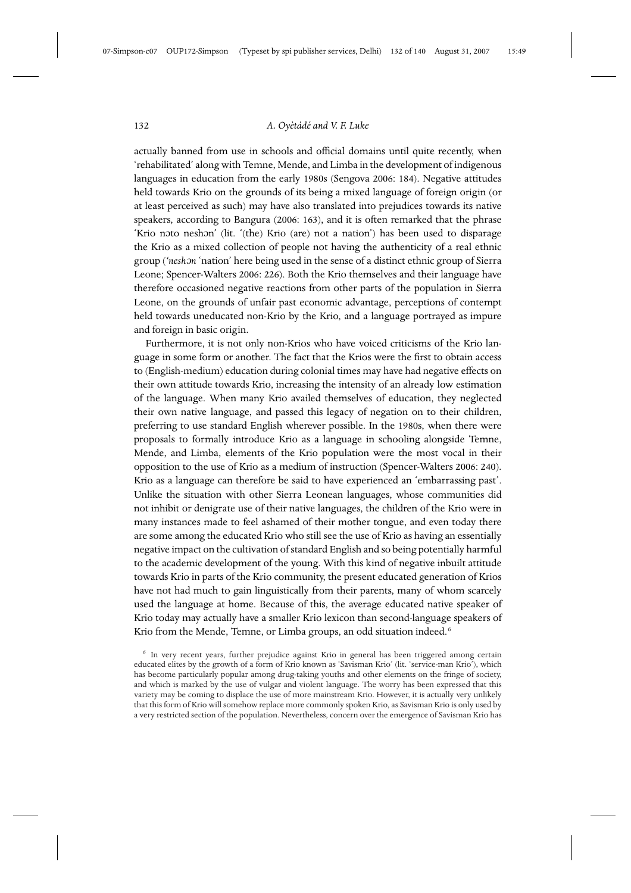actually banned from use in schools and official domains until quite recently, when 'rehabilitated' along with Temne, Mende, and Limba in the development of indigenous languages in education from the early 1980s (Sengova 2006: 184). Negative attitudes held towards Krio on the grounds of its being a mixed language of foreign origin (or at least perceived as such) may have also translated into prejudices towards its native speakers, according to Bangura (2006: 163), and it is often remarked that the phrase 'Krio nɔto neshɔn' (lit. '(the) Krio (are) not a nation') has been used to disparage the Krio as a mixed collection of people not having the authenticity of a real ethnic group (*'neshɔn* 'nation' here being used in the sense of a distinct ethnic group of Sierra Leone; Spencer-Walters 2006: 226). Both the Krio themselves and their language have therefore occasioned negative reactions from other parts of the population in Sierra Leone, on the grounds of unfair past economic advantage, perceptions of contempt held towards uneducated non-Krio by the Krio, and a language portrayed as impure and foreign in basic origin.

Furthermore, it is not only non-Krios who have voiced criticisms of the Krio language in some form or another. The fact that the Krios were the first to obtain access to (English-medium) education during colonial times may have had negative effects on their own attitude towards Krio, increasing the intensity of an already low estimation of the language. When many Krio availed themselves of education, they neglected their own native language, and passed this legacy of negation on to their children, preferring to use standard English wherever possible. In the 1980s, when there were proposals to formally introduce Krio as a language in schooling alongside Temne, Mende, and Limba, elements of the Krio population were the most vocal in their opposition to the use of Krio as a medium of instruction (Spencer-Walters 2006: 240). Krio as a language can therefore be said to have experienced an 'embarrassing past'. Unlike the situation with other Sierra Leonean languages, whose communities did not inhibit or denigrate use of their native languages, the children of the Krio were in many instances made to feel ashamed of their mother tongue, and even today there are some among the educated Krio who still see the use of Krio as having an essentially negative impact on the cultivation of standard English and so being potentially harmful to the academic development of the young. With this kind of negative inbuilt attitude towards Krio in parts of the Krio community, the present educated generation of Krios have not had much to gain linguistically from their parents, many of whom scarcely used the language at home. Because of this, the average educated native speaker of Krio today may actually have a smaller Krio lexicon than second-language speakers of Krio from the Mende, Temne, or Limba groups, an odd situation indeed.[6]

[6] In very recent years, further prejudice against Krio in general has been triggered among certain educated elites by the growth of a form of Krio known as 'Savisman Krio' (lit. 'service-man Krio'), which has become particularly popular among drug-taking youths and other elements on the fringe of society, and which is marked by the use of vulgar and violent language. The worry has been expressed that this variety may be coming to displace the use of more mainstream Krio. However, it is actually very unlikely that this form of Krio will somehow replace more commonly spoken Krio, as Savisman Krio is only used by a very restricted section of the population. Nevertheless, concern over the emergence of Savisman Krio has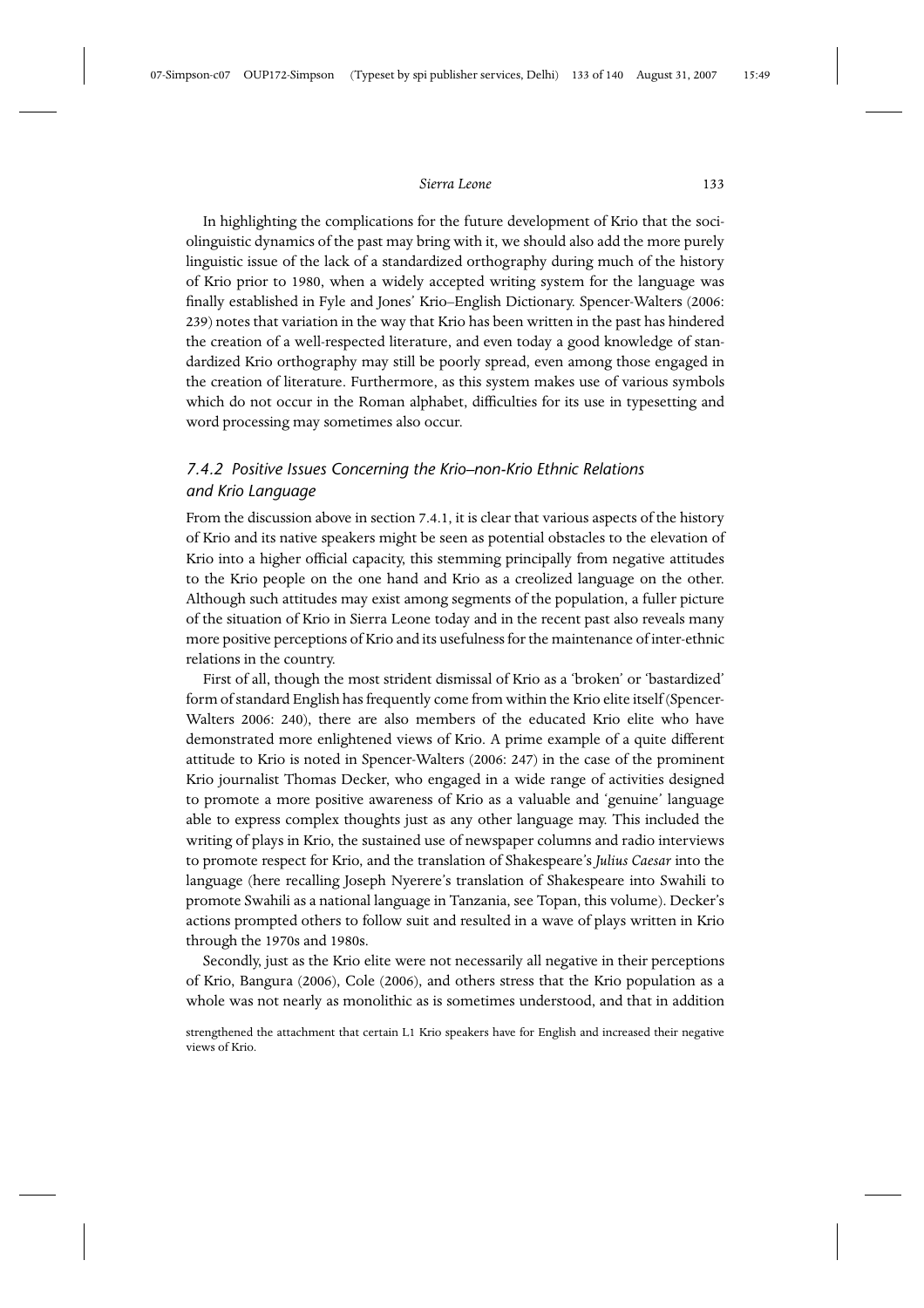In highlighting the complications for the future development of Krio that the sociolinguistic dynamics of the past may bring with it, we should also add the more purely linguistic issue of the lack of a standardized orthography during much of the history of Krio prior to 1980, when a widely accepted writing system for the language was finally established in Fyle and Jones' Krio–English Dictionary. Spencer-Walters (2006: 239) notes that variation in the way that Krio has been written in the past has hindered the creation of a well-respected literature, and even today a good knowledge of standardized Krio orthography may still be poorly spread, even among those engaged in the creation of literature. Furthermore, as this system makes use of various symbols which do not occur in the Roman alphabet, difficulties for its use in typesetting and word processing may sometimes also occur.

### *7.4.2 Positive Issues Concerning the Krio–non-Krio Ethnic Relations and Krio Language*

From the discussion above in section 7.4.1, it is clear that various aspects of the history of Krio and its native speakers might be seen as potential obstacles to the elevation of Krio into a higher official capacity, this stemming principally from negative attitudes to the Krio people on the one hand and Krio as a creolized language on the other. Although such attitudes may exist among segments of the population, a fuller picture of the situation of Krio in Sierra Leone today and in the recent past also reveals many more positive perceptions of Krio and its usefulness for the maintenance of inter-ethnic relations in the country.

First of all, though the most strident dismissal of Krio as a 'broken' or 'bastardized' form of standard English has frequently come from within the Krio elite itself (Spencer-Walters 2006: 240), there are also members of the educated Krio elite who have demonstrated more enlightened views of Krio. A prime example of a quite different attitude to Krio is noted in Spencer-Walters (2006: 247) in the case of the prominent Krio journalist Thomas Decker, who engaged in a wide range of activities designed to promote a more positive awareness of Krio as a valuable and 'genuine' language able to express complex thoughts just as any other language may. This included the writing of plays in Krio, the sustained use of newspaper columns and radio interviews to promote respect for Krio, and the translation of Shakespeare's *Julius Caesar* into the language (here recalling Joseph Nyerere's translation of Shakespeare into Swahili to promote Swahili as a national language in Tanzania, see Topan, this volume). Decker's actions prompted others to follow suit and resulted in a wave of plays written in Krio through the 1970s and 1980s.

Secondly, just as the Krio elite were not necessarily all negative in their perceptions of Krio, Bangura (2006), Cole (2006), and others stress that the Krio population as a whole was not nearly as monolithic as is sometimes understood, and that in addition

strengthened the attachment that certain L1 Krio speakers have for English and increased their negative views of Krio.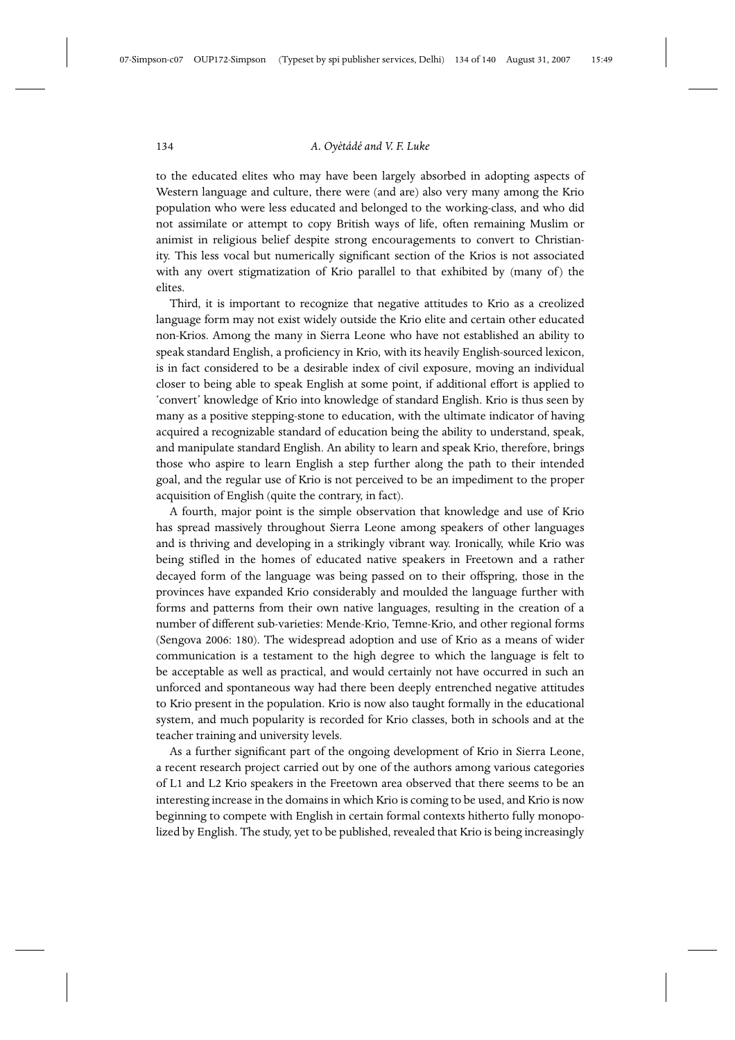to the educated elites who may have been largely absorbed in adopting aspects of Western language and culture, there were (and are) also very many among the Krio population who were less educated and belonged to the working-class, and who did not assimilate or attempt to copy British ways of life, often remaining Muslim or animist in religious belief despite strong encouragements to convert to Christianity. This less vocal but numerically significant section of the Krios is not associated with any overt stigmatization of Krio parallel to that exhibited by (many of) the elites.

Third, it is important to recognize that negative attitudes to Krio as a creolized language form may not exist widely outside the Krio elite and certain other educated non-Krios. Among the many in Sierra Leone who have not established an ability to speak standard English, a proficiency in Krio, with its heavily English-sourced lexicon, is in fact considered to be a desirable index of civil exposure, moving an individual closer to being able to speak English at some point, if additional effort is applied to 'convert' knowledge of Krio into knowledge of standard English. Krio is thus seen by many as a positive stepping-stone to education, with the ultimate indicator of having acquired a recognizable standard of education being the ability to understand, speak, and manipulate standard English. An ability to learn and speak Krio, therefore, brings those who aspire to learn English a step further along the path to their intended goal, and the regular use of Krio is not perceived to be an impediment to the proper acquisition of English (quite the contrary, in fact).

A fourth, major point is the simple observation that knowledge and use of Krio has spread massively throughout Sierra Leone among speakers of other languages and is thriving and developing in a strikingly vibrant way. Ironically, while Krio was being stifled in the homes of educated native speakers in Freetown and a rather decayed form of the language was being passed on to their offspring, those in the provinces have expanded Krio considerably and moulded the language further with forms and patterns from their own native languages, resulting in the creation of a number of different sub-varieties: Mende-Krio, Temne-Krio, and other regional forms (Sengova 2006: 180). The widespread adoption and use of Krio as a means of wider communication is a testament to the high degree to which the language is felt to be acceptable as well as practical, and would certainly not have occurred in such an unforced and spontaneous way had there been deeply entrenched negative attitudes to Krio present in the population. Krio is now also taught formally in the educational system, and much popularity is recorded for Krio classes, both in schools and at the teacher training and university levels.

As a further significant part of the ongoing development of Krio in Sierra Leone, a recent research project carried out by one of the authors among various categories of L1 and L2 Krio speakers in the Freetown area observed that there seems to be an interesting increase in the domains in which Krio is coming to be used, and Krio is now beginning to compete with English in certain formal contexts hitherto fully monopolized by English. The study, yet to be published, revealed that Krio is being increasingly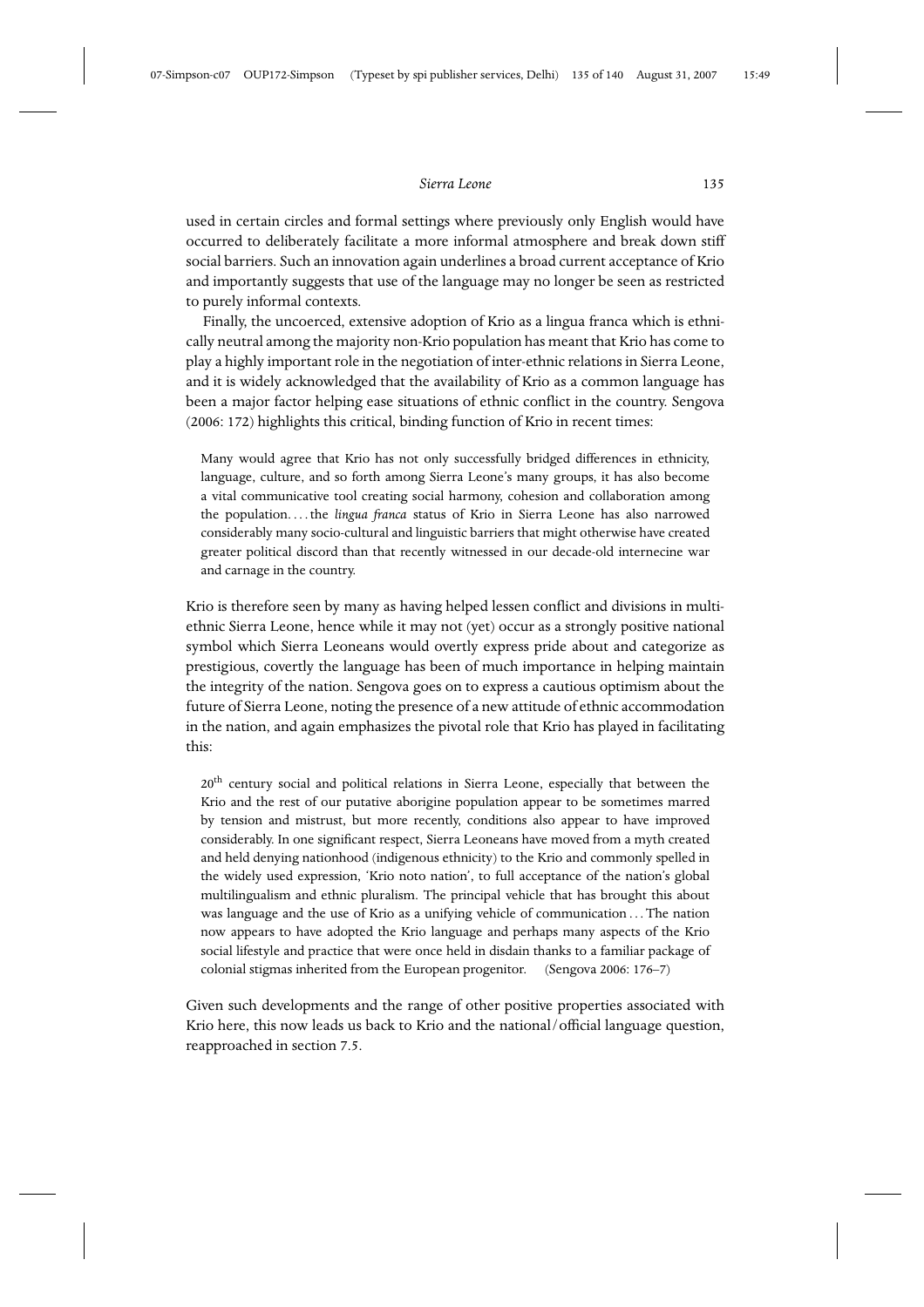used in certain circles and formal settings where previously only English would have occurred to deliberately facilitate a more informal atmosphere and break down stiff social barriers. Such an innovation again underlines a broad current acceptance of Krio and importantly suggests that use of the language may no longer be seen as restricted to purely informal contexts.

Finally, the uncoerced, extensive adoption of Krio as a lingua franca which is ethnically neutral among the majority non-Krio population has meant that Krio has come to play a highly important role in the negotiation of inter-ethnic relations in Sierra Leone, and it is widely acknowledged that the availability of Krio as a common language has been a major factor helping ease situations of ethnic conflict in the country. Sengova (2006: 172) highlights this critical, binding function of Krio in recent times:

> Many would agree that Krio has not only successfully bridged differences in ethnicity, language, culture, and so forth among Sierra Leone's many groups, it has also become a vital communicative tool creating social harmony, cohesion and collaboration among the population. . . . the *lingua franca* status of Krio in Sierra Leone has also narrowed considerably many socio-cultural and linguistic barriers that might otherwise have created greater political discord than that recently witnessed in our decade-old internecine war and carnage in the country.

Krio is therefore seen by many as having helped lessen conflict and divisions in multi-ethnic Sierra Leone, hence while it may not (yet) occur as a strongly positive national symbol which Sierra Leoneans would overtly express pride about and categorize as prestigious, covertly the language has been of much importance in helping maintain the integrity of the nation. Sengova goes on to express a cautious optimism about the future of Sierra Leone, noting the presence of a new attitude of ethnic accommodation in the nation, and again emphasizes the pivotal role that Krio has played in facilitating this:

> 20th century social and political relations in Sierra Leone, especially that between the Krio and the rest of our putative aborigine population appear to be sometimes marred by tension and mistrust, but more recently, conditions also appear to have improved considerably. In one significant respect, Sierra Leoneans have moved from a myth created and held denying nationhood (indigenous ethnicity) to the Krio and commonly spelled in the widely used expression, 'Krio noto nation', to full acceptance of the nation's global multilingualism and ethnic pluralism. The principal vehicle that has brought this about was language and the use of Krio as a unifying vehicle of communication . . . The nation now appears to have adopted the Krio language and perhaps many aspects of the Krio social lifestyle and practice that were once held in disdain thanks to a familiar package of colonial stigmas inherited from the European progenitor. (Sengova 2006: 176–7)

Given such developments and the range of other positive properties associated with Krio here, this now leads us back to Krio and the national/official language question, reapproached in section 7.5.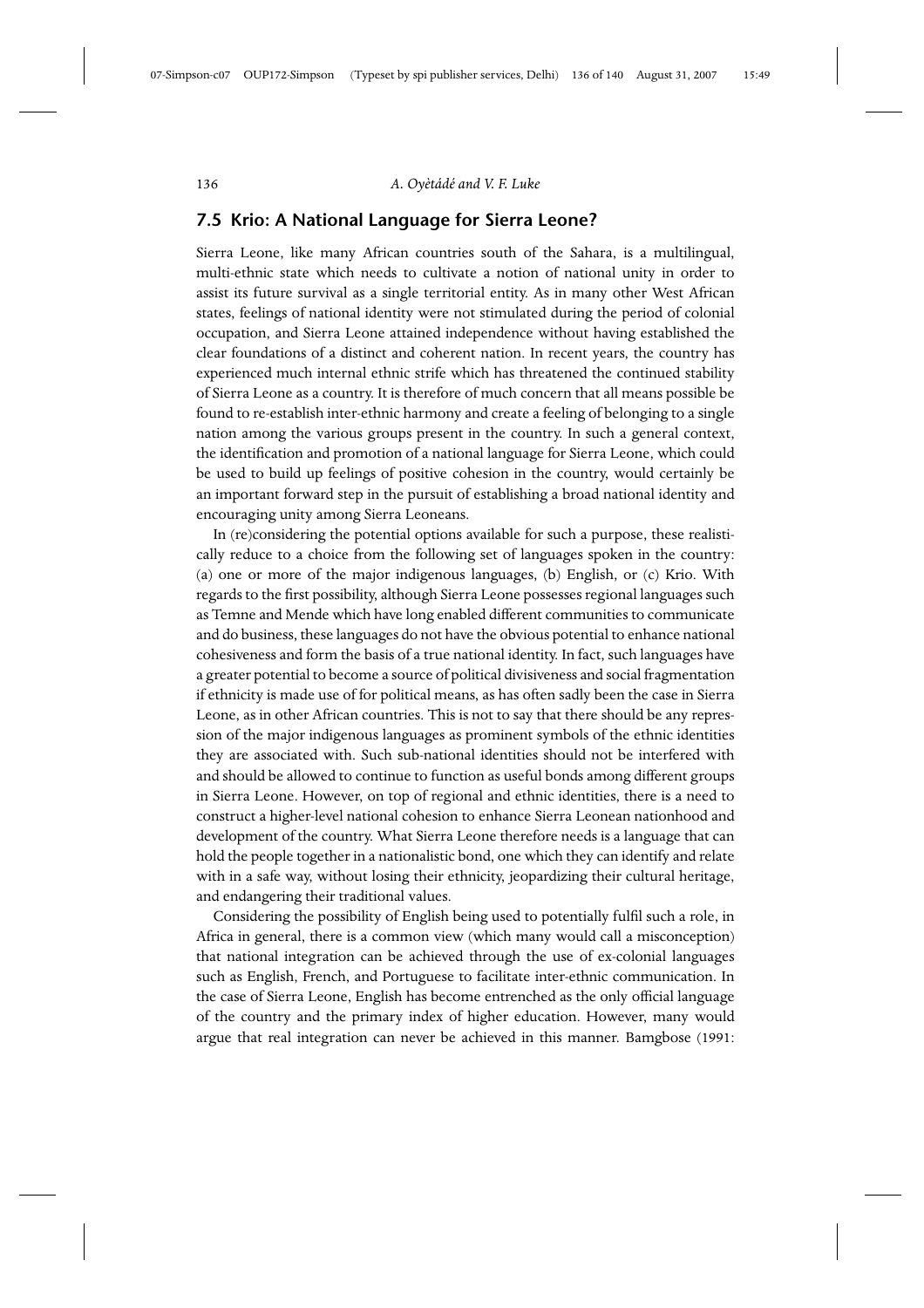## 7.5 Krio: A National Language for Sierra Leone?

Sierra Leone, like many African countries south of the Sahara, is a multilingual, multi-ethnic state which needs to cultivate a notion of national unity in order to assist its future survival as a single territorial entity. As in many other West African states, feelings of national identity were not stimulated during the period of colonial occupation, and Sierra Leone attained independence without having established the clear foundations of a distinct and coherent nation. In recent years, the country has experienced much internal ethnic strife which has threatened the continued stability of Sierra Leone as a country. It is therefore of much concern that all means possible be found to re-establish inter-ethnic harmony and create a feeling of belonging to a single nation among the various groups present in the country. In such a general context, the identification and promotion of a national language for Sierra Leone, which could be used to build up feelings of positive cohesion in the country, would certainly be an important forward step in the pursuit of establishing a broad national identity and encouraging unity among Sierra Leoneans.

In (re)considering the potential options available for such a purpose, these realistically reduce to a choice from the following set of languages spoken in the country: (a) one or more of the major indigenous languages, (b) English, or (c) Krio. With regards to the first possibility, although Sierra Leone possesses regional languages such as Temne and Mende which have long enabled different communities to communicate and do business, these languages do not have the obvious potential to enhance national cohesiveness and form the basis of a true national identity. In fact, such languages have a greater potential to become a source of political divisiveness and social fragmentation if ethnicity is made use of for political means, as has often sadly been the case in Sierra Leone, as in other African countries. This is not to say that there should be any repression of the major indigenous languages as prominent symbols of the ethnic identities they are associated with. Such sub-national identities should not be interfered with and should be allowed to continue to function as useful bonds among different groups in Sierra Leone. However, on top of regional and ethnic identities, there is a need to construct a higher-level national cohesion to enhance Sierra Leonean nationhood and development of the country. What Sierra Leone therefore needs is a language that can hold the people together in a nationalistic bond, one which they can identify and relate with in a safe way, without losing their ethnicity, jeopardizing their cultural heritage, and endangering their traditional values.

Considering the possibility of English being used to potentially fulfil such a role, in Africa in general, there is a common view (which many would call a misconception) that national integration can be achieved through the use of ex-colonial languages such as English, French, and Portuguese to facilitate inter-ethnic communication. In the case of Sierra Leone, English has become entrenched as the only official language of the country and the primary index of higher education. However, many would argue that real integration can never be achieved in this manner. Bamgbose (1991: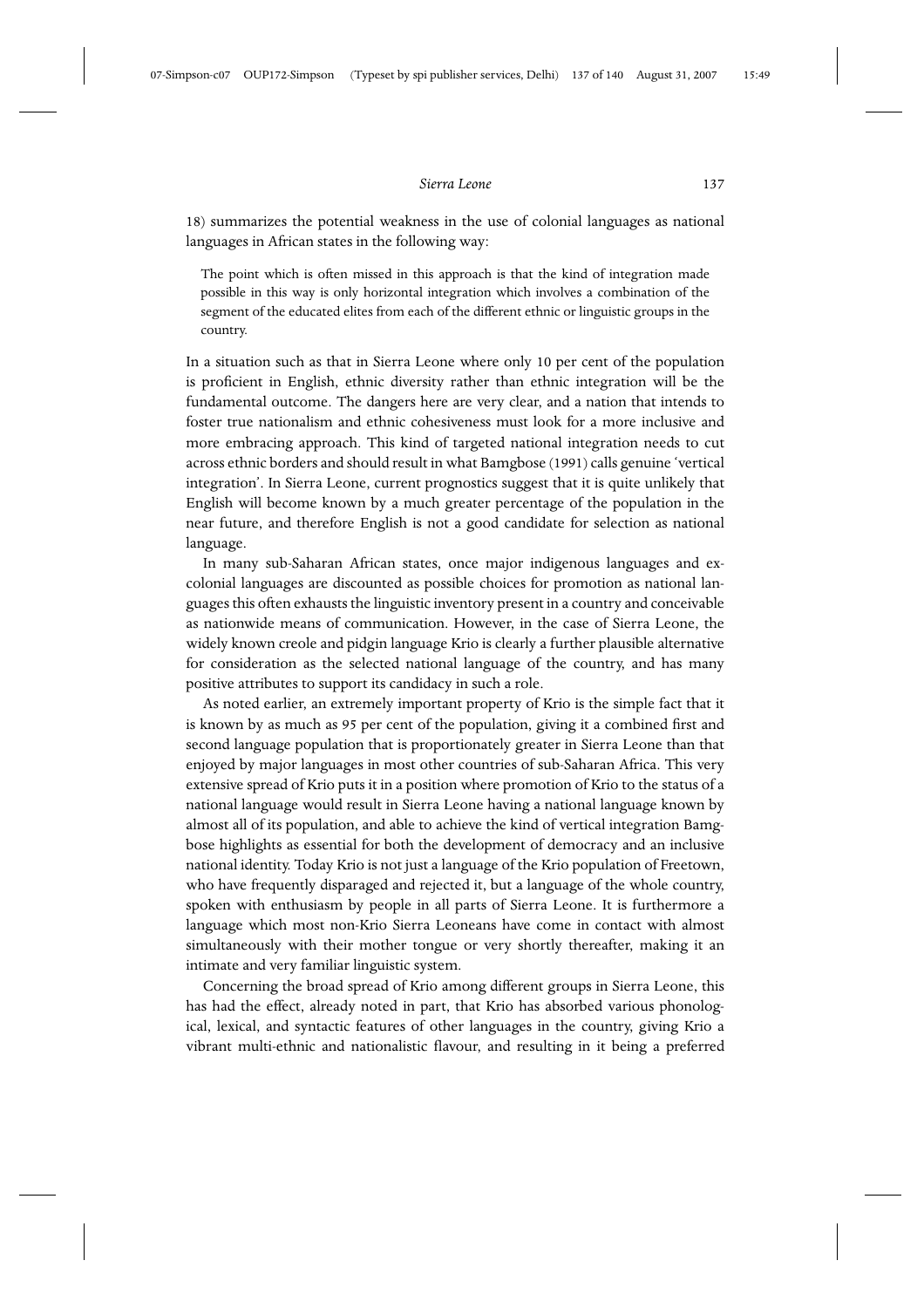18) summarizes the potential weakness in the use of colonial languages as national languages in African states in the following way:

> The point which is often missed in this approach is that the kind of integration made possible in this way is only horizontal integration which involves a combination of the segment of the educated elites from each of the different ethnic or linguistic groups in the country.

In a situation such as that in Sierra Leone where only 10 per cent of the population is proficient in English, ethnic diversity rather than ethnic integration will be the fundamental outcome. The dangers here are very clear, and a nation that intends to foster true nationalism and ethnic cohesiveness must look for a more inclusive and more embracing approach. This kind of targeted national integration needs to cut across ethnic borders and should result in what Bamgbose (1991) calls genuine 'vertical integration'. In Sierra Leone, current prognostics suggest that it is quite unlikely that English will become known by a much greater percentage of the population in the near future, and therefore English is not a good candidate for selection as national language.

In many sub-Saharan African states, once major indigenous languages and ex-colonial languages are discounted as possible choices for promotion as national languages this often exhausts the linguistic inventory present in a country and conceivable as nationwide means of communication. However, in the case of Sierra Leone, the widely known creole and pidgin language Krio is clearly a further plausible alternative for consideration as the selected national language of the country, and has many positive attributes to support its candidacy in such a role.

As noted earlier, an extremely important property of Krio is the simple fact that it is known by as much as 95 per cent of the population, giving it a combined first and second language population that is proportionately greater in Sierra Leone than that enjoyed by major languages in most other countries of sub-Saharan Africa. This very extensive spread of Krio puts it in a position where promotion of Krio to the status of a national language would result in Sierra Leone having a national language known by almost all of its population, and able to achieve the kind of vertical integration Bamgbose highlights as essential for both the development of democracy and an inclusive national identity. Today Krio is not just a language of the Krio population of Freetown, who have frequently disparaged and rejected it, but a language of the whole country, spoken with enthusiasm by people in all parts of Sierra Leone. It is furthermore a language which most non-Krio Sierra Leoneans have come in contact with almost simultaneously with their mother tongue or very shortly thereafter, making it an intimate and very familiar linguistic system.

Concerning the broad spread of Krio among different groups in Sierra Leone, this has had the effect, already noted in part, that Krio has absorbed various phonological, lexical, and syntactic features of other languages in the country, giving Krio a vibrant multi-ethnic and nationalistic flavour, and resulting in it being a preferred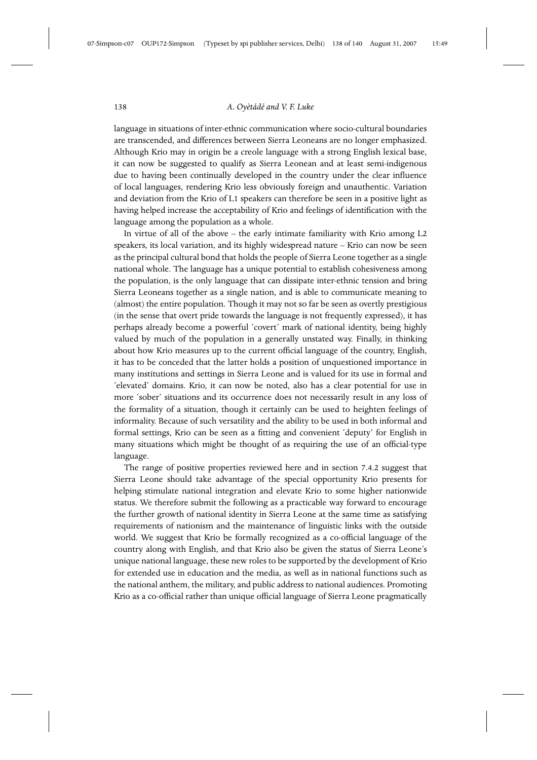language in situations of inter-ethnic communication where socio-cultural boundaries are transcended, and differences between Sierra Leoneans are no longer emphasized. Although Krio may in origin be a creole language with a strong English lexical base, it can now be suggested to qualify as Sierra Leonean and at least semi-indigenous due to having been continually developed in the country under the clear influence of local languages, rendering Krio less obviously foreign and unauthentic. Variation and deviation from the Krio of L1 speakers can therefore be seen in a positive light as having helped increase the acceptability of Krio and feelings of identification with the language among the population as a whole.

In virtue of all of the above – the early intimate familiarity with Krio among L2 speakers, its local variation, and its highly widespread nature – Krio can now be seen as the principal cultural bond that holds the people of Sierra Leone together as a single national whole. The language has a unique potential to establish cohesiveness among the population, is the only language that can dissipate inter-ethnic tension and bring Sierra Leoneans together as a single nation, and is able to communicate meaning to (almost) the entire population. Though it may not so far be seen as overtly prestigious (in the sense that overt pride towards the language is not frequently expressed), it has perhaps already become a powerful 'covert' mark of national identity, being highly valued by much of the population in a generally unstated way. Finally, in thinking about how Krio measures up to the current official language of the country, English, it has to be conceded that the latter holds a position of unquestioned importance in many institutions and settings in Sierra Leone and is valued for its use in formal and 'elevated' domains. Krio, it can now be noted, also has a clear potential for use in more 'sober' situations and its occurrence does not necessarily result in any loss of the formality of a situation, though it certainly can be used to heighten feelings of informality. Because of such versatility and the ability to be used in both informal and formal settings, Krio can be seen as a fitting and convenient 'deputy' for English in many situations which might be thought of as requiring the use of an official-type language.

The range of positive properties reviewed here and in section 7.4.2 suggest that Sierra Leone should take advantage of the special opportunity Krio presents for helping stimulate national integration and elevate Krio to some higher nationwide status. We therefore submit the following as a practicable way forward to encourage the further growth of national identity in Sierra Leone at the same time as satisfying requirements of nationism and the maintenance of linguistic links with the outside world. We suggest that Krio be formally recognized as a co-official language of the country along with English, and that Krio also be given the status of Sierra Leone's unique national language, these new roles to be supported by the development of Krio for extended use in education and the media, as well as in national functions such as the national anthem, the military, and public address to national audiences. Promoting Krio as a co-official rather than unique official language of Sierra Leone pragmatically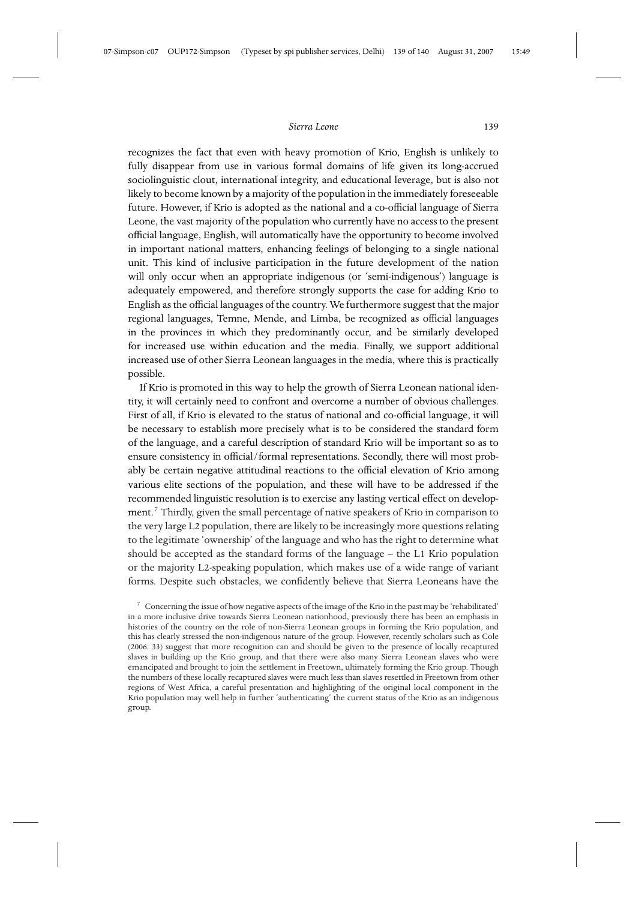recognizes the fact that even with heavy promotion of Krio, English is unlikely to fully disappear from use in various formal domains of life given its long-accrued sociolinguistic clout, international integrity, and educational leverage, but is also not likely to become known by a majority of the population in the immediately foreseeable future. However, if Krio is adopted as the national and a co-official language of Sierra Leone, the vast majority of the population who currently have no access to the present official language, English, will automatically have the opportunity to become involved in important national matters, enhancing feelings of belonging to a single national unit. This kind of inclusive participation in the future development of the nation will only occur when an appropriate indigenous (or 'semi-indigenous') language is adequately empowered, and therefore strongly supports the case for adding Krio to English as the official languages of the country. We furthermore suggest that the major regional languages, Temne, Mende, and Limba, be recognized as official languages in the provinces in which they predominantly occur, and be similarly developed for increased use within education and the media. Finally, we support additional increased use of other Sierra Leonean languages in the media, where this is practically possible.

If Krio is promoted in this way to help the growth of Sierra Leonean national identity, it will certainly need to confront and overcome a number of obvious challenges. First of all, if Krio is elevated to the status of national and co-official language, it will be necessary to establish more precisely what is to be considered the standard form of the language, and a careful description of standard Krio will be important so as to ensure consistency in official/formal representations. Secondly, there will most probably be certain negative attitudinal reactions to the official elevation of Krio among various elite sections of the population, and these will have to be addressed if the recommended linguistic resolution is to exercise any lasting vertical effect on development.[7] Thirdly, given the small percentage of native speakers of Krio in comparison to the very large L2 population, there are likely to be increasingly more questions relating to the legitimate 'ownership' of the language and who has the right to determine what should be accepted as the standard forms of the language – the L1 Krio population or the majority L2-speaking population, which makes use of a wide range of variant forms. Despite such obstacles, we confidently believe that Sierra Leoneans have the

[7] Concerning the issue of how negative aspects of the image of the Krio in the past may be 'rehabilitated' in a more inclusive drive towards Sierra Leonean nationhood, previously there has been an emphasis in histories of the country on the role of non-Sierra Leonean groups in forming the Krio population, and this has clearly stressed the non-indigenous nature of the group. However, recently scholars such as Cole (2006: 33) suggest that more recognition can and should be given to the presence of locally recaptured slaves in building up the Krio group, and that there were also many Sierra Leonean slaves who were emancipated and brought to join the settlement in Freetown, ultimately forming the Krio group. Though the numbers of these locally recaptured slaves were much less than slaves resettled in Freetown from other regions of West Africa, a careful presentation and highlighting of the original local component in the Krio population may well help in further 'authenticating' the current status of the Krio as an indigenous group.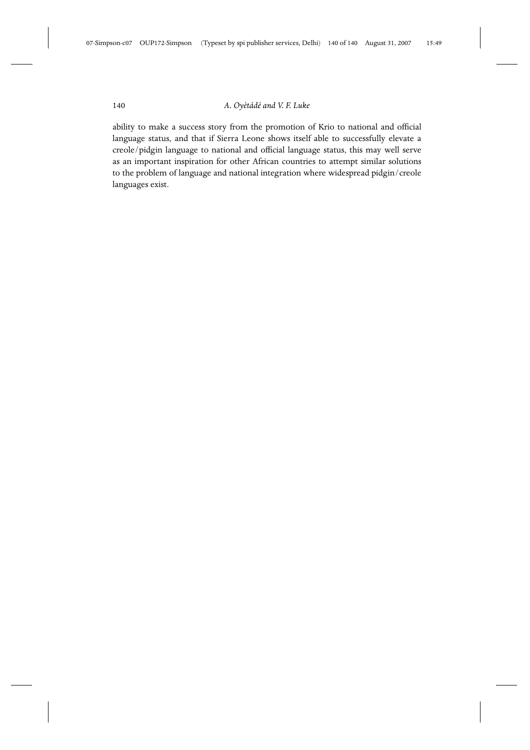ability to make a success story from the promotion of Krio to national and official language status, and that if Sierra Leone shows itself able to successfully elevate a creole/pidgin language to national and official language status, this may well serve as an important inspiration for other African countries to attempt similar solutions to the problem of language and national integration where widespread pidgin/creole languages exist.